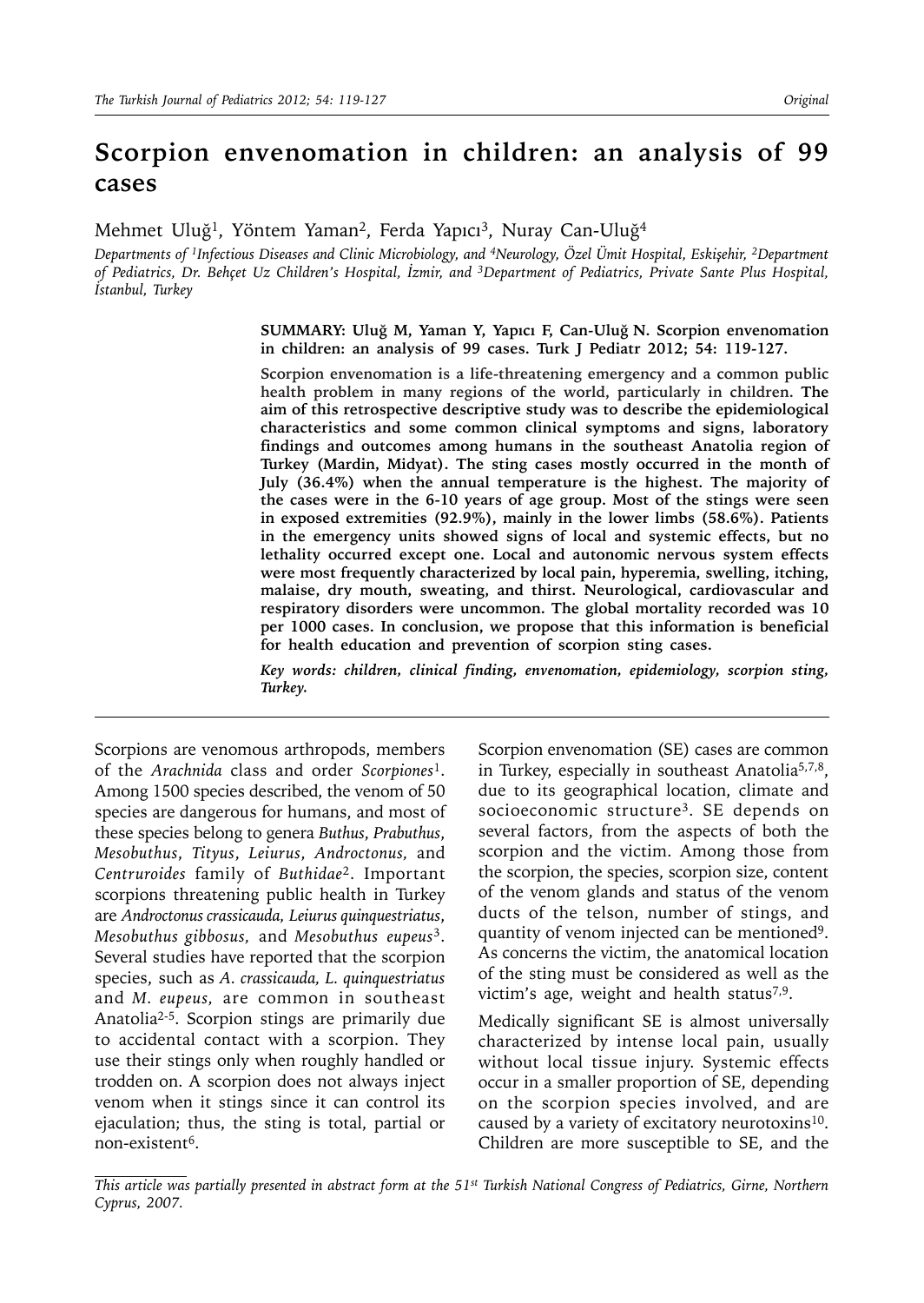# Scorpion envenomation in children: an analysis of 99 cases

Mehmet Uluğ[1], Yöntem Yaman[2], Ferda Yapıcı[3], Nuray Can-Uluğ[4]

*Departments of [1]Infectious Diseases and Clinic Microbiology, and [4]Neurology, Özel Ümit Hospital, Eskişehir, [2]Department of Pediatrics, Dr. Behçet Uz Children's Hospital, İzmir, and [3]Department of Pediatrics, Private Sante Plus Hospital, İstanbul, Turkey*

**SUMMARY: Uluğ M, Yaman Y, Yapıcı F, Can-Uluğ N. Scorpion envenomation in children: an analysis of 99 cases. Turk J Pediatr 2012; 54: 119-127.**

**Scorpion envenomation is a life-threatening emergency and a common public health problem in many regions of the world, particularly in children. The aim of this retrospective descriptive study was to describe the epidemiological characteristics and some common clinical symptoms and signs, laboratory findings and outcomes among humans in the southeast Anatolia region of Turkey (Mardin, Midyat). The sting cases mostly occurred in the month of July (36.4%) when the annual temperature is the highest. The majority of the cases were in the 6-10 years of age group. Most of the stings were seen in exposed extremities (92.9%), mainly in the lower limbs (58.6%). Patients in the emergency units showed signs of local and systemic effects, but no lethality occurred except one. Local and autonomic nervous system effects were most frequently characterized by local pain, hyperemia, swelling, itching, malaise, dry mouth, sweating, and thirst. Neurological, cardiovascular and respiratory disorders were uncommon. The global mortality recorded was 10 per 1000 cases. In conclusion, we propose that this information is beneficial for health education and prevention of scorpion sting cases.**

***Key words: children, clinical finding, envenomation, epidemiology, scorpion sting, Turkey.***

Scorpions are venomous arthropods, members of the *Arachnida* class and order *Scorpiones*[1]. Among 1500 species described, the venom of 50 species are dangerous for humans, and most of these species belong to genera *Buthus*, *Prabuthus*, *Mesobuthus*, *Tityus*, *Leiurus*, *Androctonus,* and *Centruroides* family of *Buthidae*[2]. Important scorpions threatening public health in Turkey are *Androctonus crassicauda, Leiurus quinquestriatus*, *Mesobuthus gibbosus,* and *Mesobuthus eupeus*[3]. Several studies have reported that the scorpion species, such as *A. crassicauda, L. quinquestriatus* and *M. eupeus,* are common in southeast Anatolia[2-5]. Scorpion stings are primarily due to accidental contact with a scorpion. They use their stings only when roughly handled or trodden on. A scorpion does not always inject venom when it stings since it can control its ejaculation; thus, the sting is total, partial or non-existent[6].

Scorpion envenomation (SE) cases are common in Turkey, especially in southeast Anatolia[5,7,8], due to its geographical location, climate and socioeconomic structure[3]. SE depends on several factors, from the aspects of both the scorpion and the victim. Among those from the scorpion, the species, scorpion size, content of the venom glands and status of the venom ducts of the telson, number of stings, and quantity of venom injected can be mentioned[9]. As concerns the victim, the anatomical location of the sting must be considered as well as the victim's age, weight and health status[7,9].

Medically significant SE is almost universally characterized by intense local pain, usually without local tissue injury. Systemic effects occur in a smaller proportion of SE, depending on the scorpion species involved, and are caused by a variety of excitatory neurotoxins[10]. Children are more susceptible to SE, and the

*This article was partially presented in abstract form at the 51st Turkish National Congress of Pediatrics, Girne, Northern Cyprus, 2007.*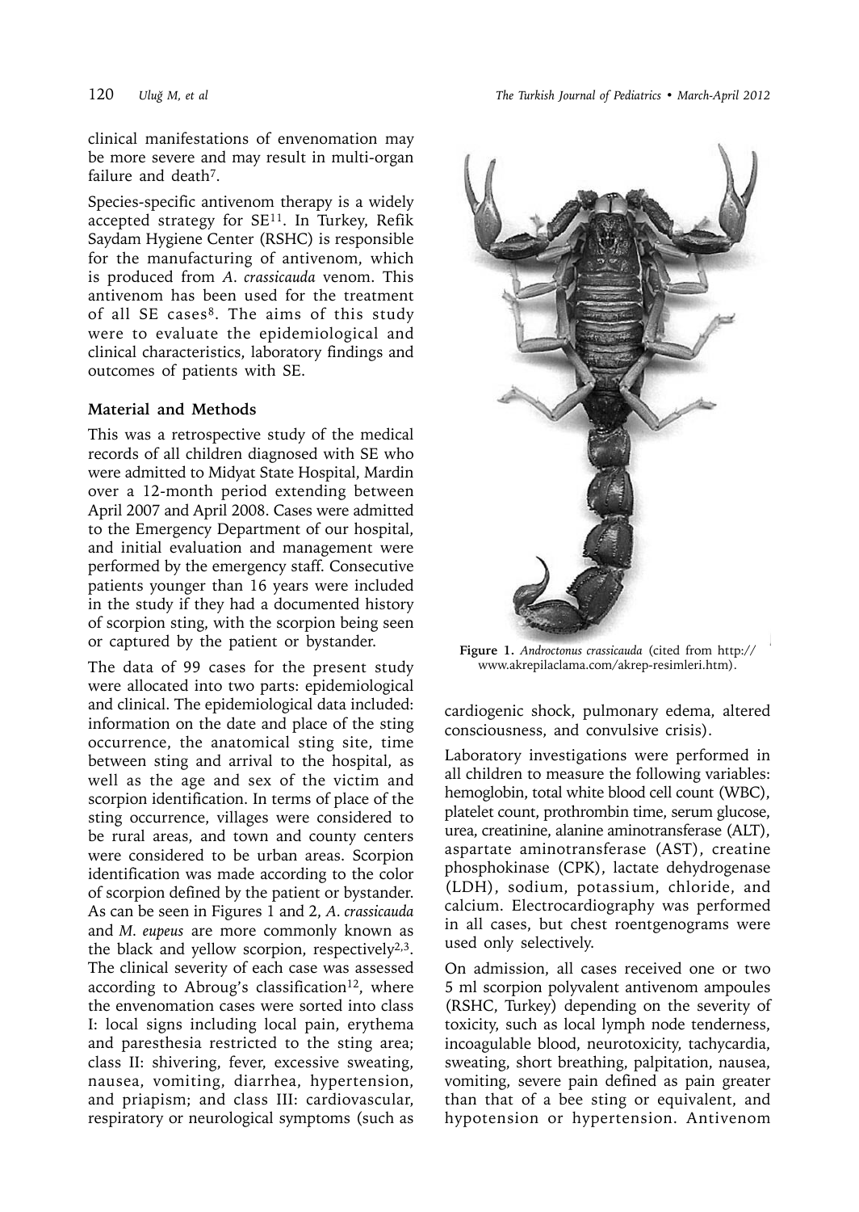clinical manifestations of envenomation may be more severe and may result in multi-organ failure and death[7].

Species-specific antivenom therapy is a widely accepted strategy for SE[11]. In Turkey, Refik Saydam Hygiene Center (RSHC) is responsible for the manufacturing of antivenom, which is produced from *A. crassicauda* venom. This antivenom has been used for the treatment of all SE cases[8]. The aims of this study were to evaluate the epidemiological and clinical characteristics, laboratory findings and outcomes of patients with SE.

## Material and Methods

This was a retrospective study of the medical records of all children diagnosed with SE who were admitted to Midyat State Hospital, Mardin over a 12-month period extending between April 2007 and April 2008. Cases were admitted to the Emergency Department of our hospital, and initial evaluation and management were performed by the emergency staff. Consecutive patients younger than 16 years were included in the study if they had a documented history of scorpion sting, with the scorpion being seen or captured by the patient or bystander.

The data of 99 cases for the present study were allocated into two parts: epidemiological and clinical. The epidemiological data included: information on the date and place of the sting occurrence, the anatomical sting site, time between sting and arrival to the hospital, as well as the age and sex of the victim and scorpion identification. In terms of place of the sting occurrence, villages were considered to be rural areas, and town and county centers were considered to be urban areas. Scorpion identification was made according to the color of scorpion defined by the patient or bystander. As can be seen in Figures 1 and 2, *A. crassicauda* and *M. eupeus* are more commonly known as the black and yellow scorpion, respectively[2,3]. The clinical severity of each case was assessed according to Abroug's classification[12], where the envenomation cases were sorted into class I: local signs including local pain, erythema and paresthesia restricted to the sting area; class II: shivering, fever, excessive sweating, nausea, vomiting, diarrhea, hypertension, and priapism; and class III: cardiovascular, respiratory or neurological symptoms (such as cardiogenic shock, pulmonary edema, altered consciousness, and convulsive crisis).

**Figure 1.** *Androctonus crassicauda* (cited from http://www.akrepilaclama.com/akrep-resimleri.htm).

Laboratory investigations were performed in all children to measure the following variables: hemoglobin, total white blood cell count (WBC), platelet count, prothrombin time, serum glucose, urea, creatinine, alanine aminotransferase (ALT), aspartate aminotransferase (AST), creatine phosphokinase (CPK), lactate dehydrogenase (LDH), sodium, potassium, chloride, and calcium. Electrocardiography was performed in all cases, but chest roentgenograms were used only selectively.

On admission, all cases received one or two 5 ml scorpion polyvalent antivenom ampoules (RSHC, Turkey) depending on the severity of toxicity, such as local lymph node tenderness, incoagulable blood, neurotoxicity, tachycardia, sweating, short breathing, palpitation, nausea, vomiting, severe pain defined as pain greater than that of a bee sting or equivalent, and hypotension or hypertension. Antivenom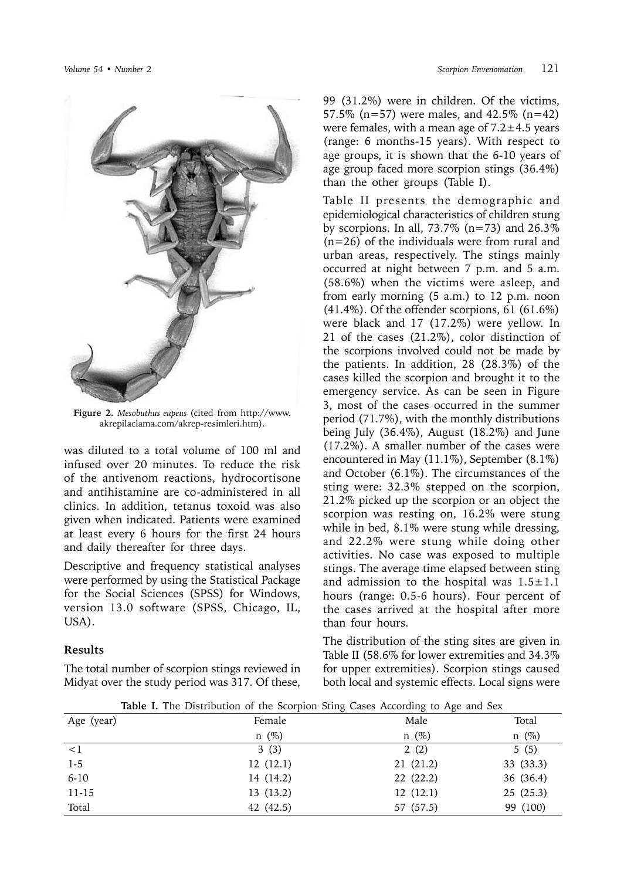**Figure 2.** *Mesobuthus eupeus* (cited from http://www.akrepilaclama.com/akrep-resimleri.htm).

was diluted to a total volume of 100 ml and infused over 20 minutes. To reduce the risk of the antivenom reactions, hydrocortisone and antihistamine are co-administered in all clinics. In addition, tetanus toxoid was also given when indicated. Patients were examined at least every 6 hours for the first 24 hours and daily thereafter for three days.

Descriptive and frequency statistical analyses were performed by using the Statistical Package for the Social Sciences (SPSS) for Windows, version 13.0 software (SPSS, Chicago, IL, USA).

## Results

The total number of scorpion stings reviewed in Midyat over the study period was 317. Of these, 99 (31.2%) were in children. Of the victims, 57.5% (n=57) were males, and 42.5% (n=42) were females, with a mean age of 7.2±4.5 years (range: 6 months-15 years). With respect to age groups, it is shown that the 6-10 years of age group faced more scorpion stings (36.4%) than the other groups (Table I).

Table II presents the demographic and epidemiological characteristics of children stung by scorpions. In all, 73.7% (n=73) and 26.3% (n=26) of the individuals were from rural and urban areas, respectively. The stings mainly occurred at night between 7 p.m. and 5 a.m. (58.6%) when the victims were asleep, and from early morning (5 a.m.) to 12 p.m. noon (41.4%). Of the offender scorpions, 61 (61.6%) were black and 17 (17.2%) were yellow. In 21 of the cases (21.2%), color distinction of the scorpions involved could not be made by the patients. In addition, 28 (28.3%) of the cases killed the scorpion and brought it to the emergency service. As can be seen in Figure 3, most of the cases occurred in the summer period (71.7%), with the monthly distributions being July (36.4%), August (18.2%) and June (17.2%). A smaller number of the cases were encountered in May (11.1%), September (8.1%) and October (6.1%). The circumstances of the sting were: 32.3% stepped on the scorpion, 21.2% picked up the scorpion or an object the scorpion was resting on, 16.2% were stung while in bed, 8.1% were stung while dressing, and 22.2% were stung while doing other activities. No case was exposed to multiple stings. The average time elapsed between sting and admission to the hospital was 1.5±1.1 hours (range: 0.5-6 hours). Four percent of the cases arrived at the hospital after more than four hours.

The distribution of the sting sites are given in Table II (58.6% for lower extremities and 34.3% for upper extremities). Scorpion stings caused both local and systemic effects. Local signs were

**Table I.** The Distribution of the Scorpion Sting Cases According to Age and Sex

| Age (year) | Female | Male | Total |
|---|---|---|---|
| | n (%) | n (%) | n (%) |
| <1 | 3 (3) | 2 (2) | 5 (5) |
| 1-5 | 12 (12.1) | 21 (21.2) | 33 (33.3) |
| 6-10 | 14 (14.2) | 22 (22.2) | 36 (36.4) |
| 11-15 | 13 (13.2) | 12 (12.1) | 25 (25.3) |
| Total | 42 (42.5) | 57 (57.5) | 99 (100) |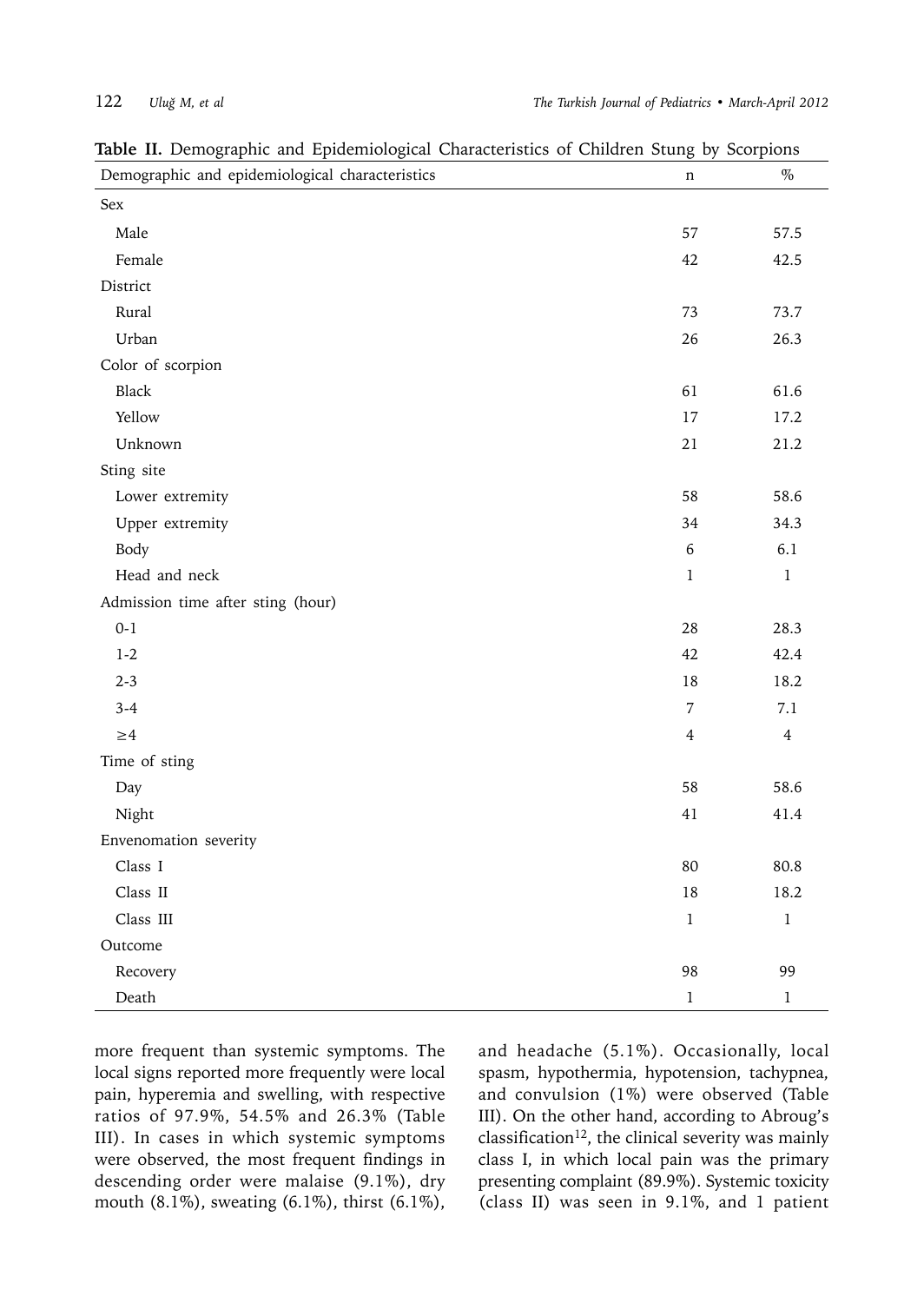**Table II.** Demographic and Epidemiological Characteristics of Children Stung by Scorpions

| Demographic and epidemiological characteristics | n | % |
|---|---|---|
| Sex | | |
| Male | 57 | 57.5 |
| Female | 42 | 42.5 |
| District | | |
| Rural | 73 | 73.7 |
| Urban | 26 | 26.3 |
| Color of scorpion | | |
| Black | 61 | 61.6 |
| Yellow | 17 | 17.2 |
| Unknown | 21 | 21.2 |
| Sting site | | |
| Lower extremity | 58 | 58.6 |
| Upper extremity | 34 | 34.3 |
| Body | 6 | 6.1 |
| Head and neck | 1 | 1 |
| Admission time after sting (hour) | | |
| 0-1 | 28 | 28.3 |
| 1-2 | 42 | 42.4 |
| 2-3 | 18 | 18.2 |
| 3-4 | 7 | 7.1 |
| ≥4 | 4 | 4 |
| Time of sting | | |
| Day | 58 | 58.6 |
| Night | 41 | 41.4 |
| Envenomation severity | | |
| Class I | 80 | 80.8 |
| Class II | 18 | 18.2 |
| Class III | 1 | 1 |
| Outcome | | |
| Recovery | 98 | 99 |
| Death | 1 | 1 |

more frequent than systemic symptoms. The local signs reported more frequently were local pain, hyperemia and swelling, with respective ratios of 97.9%, 54.5% and 26.3% (Table III). In cases in which systemic symptoms were observed, the most frequent findings in descending order were malaise (9.1%), dry mouth (8.1%), sweating (6.1%), thirst (6.1%), and headache (5.1%). Occasionally, local spasm, hypothermia, hypotension, tachypnea, and convulsion (1%) were observed (Table III). On the other hand, according to Abroug's classification[12], the clinical severity was mainly class I, in which local pain was the primary presenting complaint (89.9%). Systemic toxicity (class II) was seen in 9.1%, and 1 patient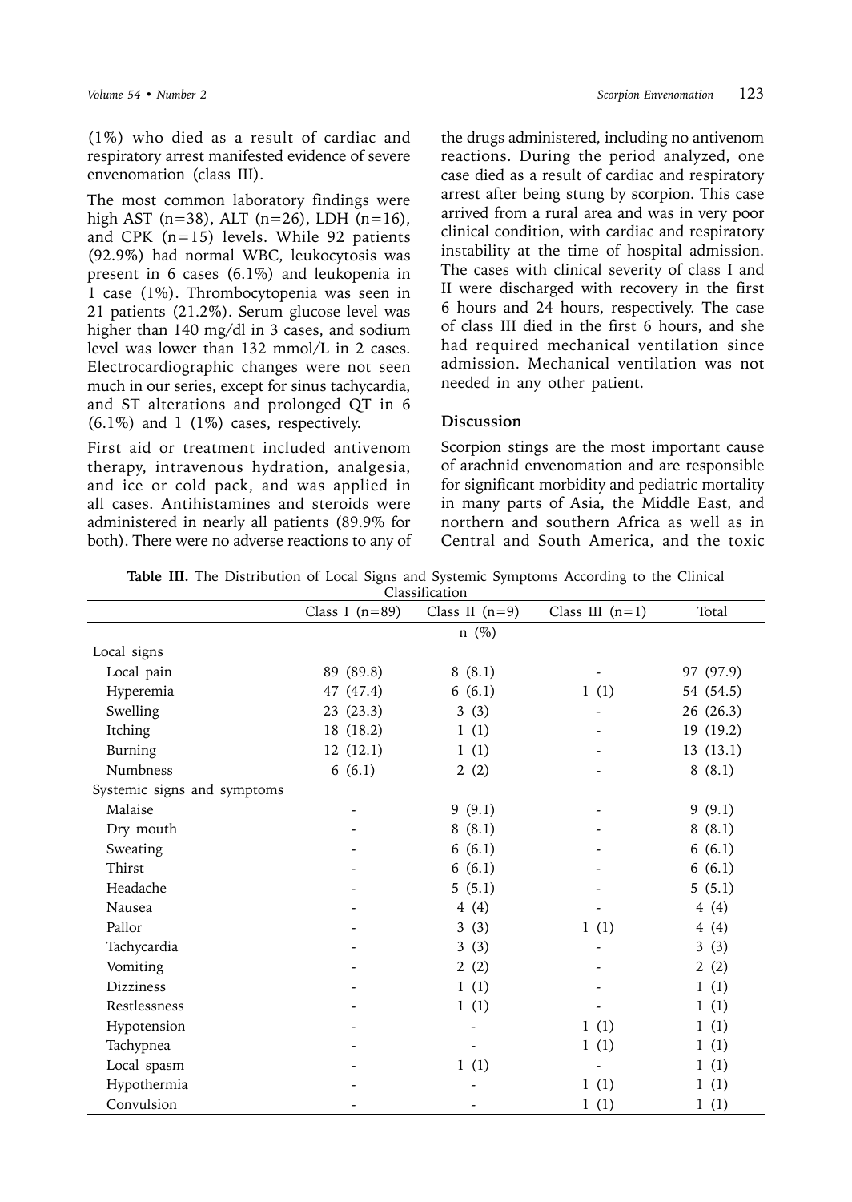(1%) who died as a result of cardiac and respiratory arrest manifested evidence of severe envenomation (class III).

The most common laboratory findings were high AST (n=38), ALT (n=26), LDH (n=16), and CPK (n=15) levels. While 92 patients (92.9%) had normal WBC, leukocytosis was present in 6 cases (6.1%) and leukopenia in 1 case (1%). Thrombocytopenia was seen in 21 patients (21.2%). Serum glucose level was higher than 140 mg/dl in 3 cases, and sodium level was lower than 132 mmol/L in 2 cases. Electrocardiographic changes were not seen much in our series, except for sinus tachycardia, and ST alterations and prolonged QT in 6 (6.1%) and 1 (1%) cases, respectively.

First aid or treatment included antivenom therapy, intravenous hydration, analgesia, and ice or cold pack, and was applied in all cases. Antihistamines and steroids were administered in nearly all patients (89.9% for both). There were no adverse reactions to any of the drugs administered, including no antivenom reactions. During the period analyzed, one case died as a result of cardiac and respiratory arrest after being stung by scorpion. This case arrived from a rural area and was in very poor clinical condition, with cardiac and respiratory instability at the time of hospital admission. The cases with clinical severity of class I and II were discharged with recovery in the first 6 hours and 24 hours, respectively. The case of class III died in the first 6 hours, and she had required mechanical ventilation since admission. Mechanical ventilation was not needed in any other patient.

## Discussion

Scorpion stings are the most important cause of arachnid envenomation and are responsible for significant morbidity and pediatric mortality in many parts of Asia, the Middle East, and northern and southern Africa as well as in Central and South America, and the toxic

**Table III.** The Distribution of Local Signs and Systemic Symptoms According to the Clinical Classification

| | Class I (n=89) | Class II (n=9) | Class III (n=1) | Total |
|---|---|---|---|---|
| | | n (%) | | |
| Local signs | | | | |
| Local pain | 89 (89.8) | 8 (8.1) | - | 97 (97.9) |
| Hyperemia | 47 (47.4) | 6 (6.1) | 1 (1) | 54 (54.5) |
| Swelling | 23 (23.3) | 3 (3) | - | 26 (26.3) |
| Itching | 18 (18.2) | 1 (1) | - | 19 (19.2) |
| Burning | 12 (12.1) | 1 (1) | - | 13 (13.1) |
| Numbness | 6 (6.1) | 2 (2) | - | 8 (8.1) |
| Systemic signs and symptoms | | | | |
| Malaise | - | 9 (9.1) | - | 9 (9.1) |
| Dry mouth | - | 8 (8.1) | - | 8 (8.1) |
| Sweating | - | 6 (6.1) | - | 6 (6.1) |
| Thirst | - | 6 (6.1) | - | 6 (6.1) |
| Headache | - | 5 (5.1) | - | 5 (5.1) |
| Nausea | - | 4 (4) | - | 4 (4) |
| Pallor | - | 3 (3) | 1 (1) | 4 (4) |
| Tachycardia | - | 3 (3) | - | 3 (3) |
| Vomiting | - | 2 (2) | - | 2 (2) |
| Dizziness | - | 1 (1) | - | 1 (1) |
| Restlessness | - | 1 (1) | - | 1 (1) |
| Hypotension | - | - | 1 (1) | 1 (1) |
| Tachypnea | - | - | 1 (1) | 1 (1) |
| Local spasm | - | 1 (1) | - | 1 (1) |
| Hypothermia | - | - | 1 (1) | 1 (1) |
| Convulsion | - | - | 1 (1) | 1 (1) |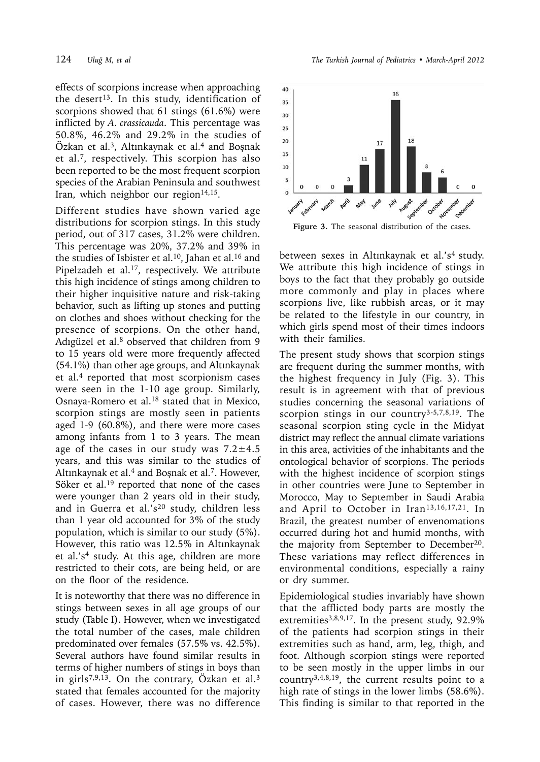effects of scorpions increase when approaching the desert[13]. In this study, identification of scorpions showed that 61 stings (61.6%) were inflicted by *A. crassicauda*. This percentage was 50.8%, 46.2% and 29.2% in the studies of Özkan et al.[3], Altınkaynak et al.[4] and Boşnak et al.[7], respectively. This scorpion has also been reported to be the most frequent scorpion species of the Arabian Peninsula and southwest Iran, which neighbor our region[14,15].

Different studies have shown varied age distributions for scorpion stings. In this study period, out of 317 cases, 31.2% were children. This percentage was 20%, 37.2% and 39% in the studies of Isbister et al.[10], Jahan et al.[16] and Pipelzadeh et al.[17], respectively. We attribute this high incidence of stings among children to their higher inquisitive nature and risk-taking behavior, such as lifting up stones and putting on clothes and shoes without checking for the presence of scorpions. On the other hand, Adıgüzel et al.[8] observed that children from 9 to 15 years old were more frequently affected (54.1%) than other age groups, and Altınkaynak et al.[4] reported that most scorpionism cases were seen in the 1-10 age group. Similarly, Osnaya-Romero et al.[18] stated that in Mexico, scorpion stings are mostly seen in patients aged 1-9 (60.8%), and there were more cases among infants from 1 to 3 years. The mean age of the cases in our study was $7.2\pm4.5$ years, and this was similar to the studies of Altınkaynak et al.[4] and Boşnak et al.[7]. However, Söker et al.[19] reported that none of the cases were younger than 2 years old in their study, and in Guerra et al.'s[20] study, children less than 1 year old accounted for 3% of the study population, which is similar to our study (5%). However, this ratio was 12.5% in Altınkaynak et al.'s[4] study. At this age, children are more restricted to their cots, are being held, or are on the floor of the residence.

It is noteworthy that there was no difference in stings between sexes in all age groups of our study (Table I). However, when we investigated the total number of the cases, male children predominated over females (57.5% vs. 42.5%). Several authors have found similar results in terms of higher numbers of stings in boys than in girls[7,9,13]. On the contrary, Özkan et al.[3] stated that females accounted for the majority of cases. However, there was no difference between sexes in Altınkaynak et al.'s[4] study. We attribute this high incidence of stings in boys to the fact that they probably go outside more commonly and play in places where scorpions live, like rubbish areas, or it may be related to the lifestyle in our country, in which girls spend most of their times indoors with their families.

**Figure 3.** The seasonal distribution of the cases.

The present study shows that scorpion stings are frequent during the summer months, with the highest frequency in July (Fig. 3). This result is in agreement with that of previous studies concerning the seasonal variations of scorpion stings in our country[3-5,7,8,19]. The seasonal scorpion sting cycle in the Midyat district may reflect the annual climate variations in this area, activities of the inhabitants and the ontological behavior of scorpions. The periods with the highest incidence of scorpion stings in other countries were June to September in Morocco, May to September in Saudi Arabia and April to October in Iran[13,16,17,21]. In Brazil, the greatest number of envenomations occurred during hot and humid months, with the majority from September to December[20]. These variations may reflect differences in environmental conditions, especially a rainy or dry summer.

Epidemiological studies invariably have shown that the afflicted body parts are mostly the extremities[3,8,9,17]. In the present study, 92.9% of the patients had scorpion stings in their extremities such as hand, arm, leg, thigh, and foot. Although scorpion stings were reported to be seen mostly in the upper limbs in our country[3,4,8,19], the current results point to a high rate of stings in the lower limbs (58.6%). This finding is similar to that reported in the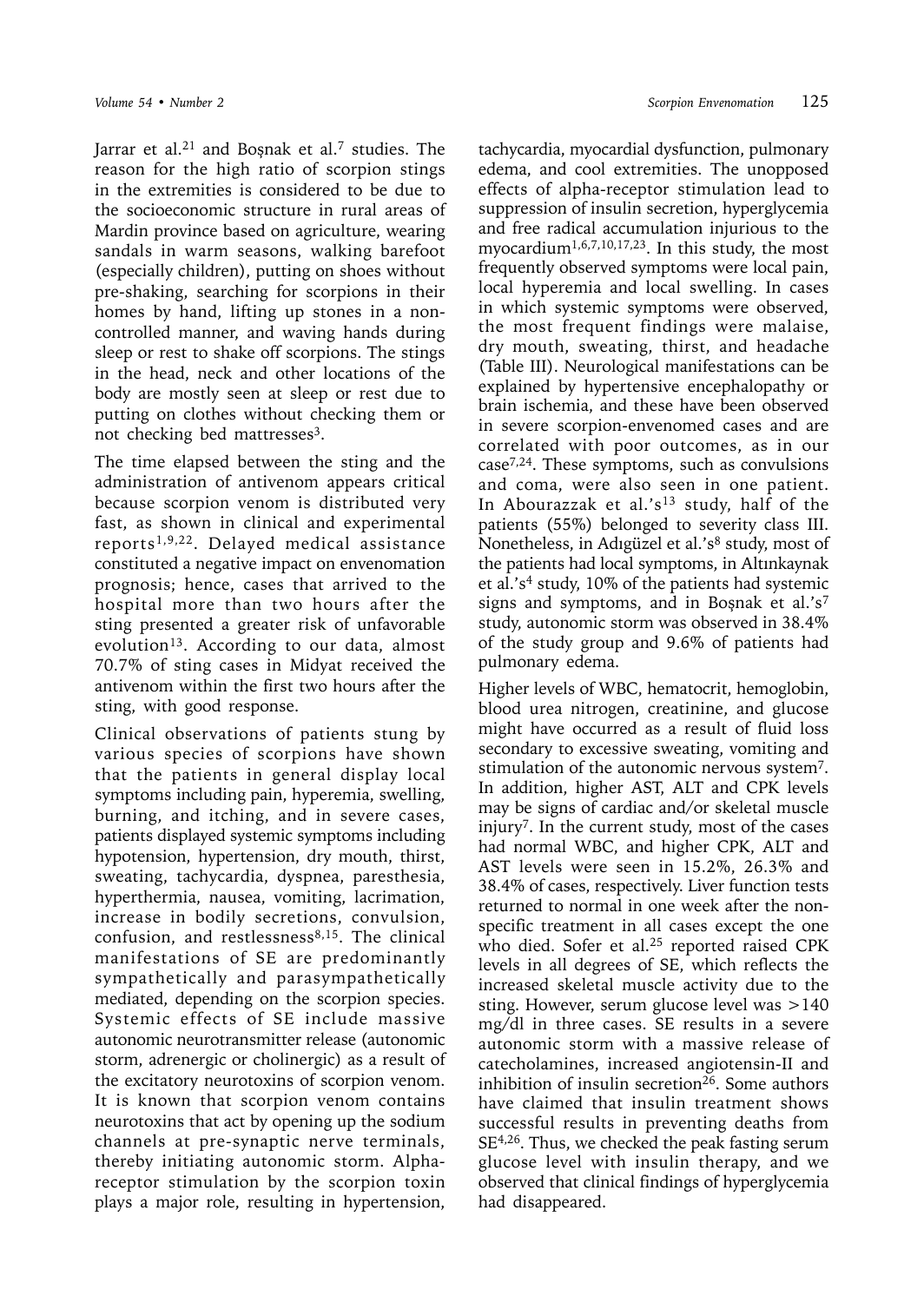Jarrar et al.[21] and Boşnak et al.[7] studies. The reason for the high ratio of scorpion stings in the extremities is considered to be due to the socioeconomic structure in rural areas of Mardin province based on agriculture, wearing sandals in warm seasons, walking barefoot (especially children), putting on shoes without pre-shaking, searching for scorpions in their homes by hand, lifting up stones in a non-controlled manner, and waving hands during sleep or rest to shake off scorpions. The stings in the head, neck and other locations of the body are mostly seen at sleep or rest due to putting on clothes without checking them or not checking bed mattresses[3].

The time elapsed between the sting and the administration of antivenom appears critical because scorpion venom is distributed very fast, as shown in clinical and experimental reports[1,9,22]. Delayed medical assistance constituted a negative impact on envenomation prognosis; hence, cases that arrived to the hospital more than two hours after the sting presented a greater risk of unfavorable evolution[13]. According to our data, almost 70.7% of sting cases in Midyat received the antivenom within the first two hours after the sting, with good response.

Clinical observations of patients stung by various species of scorpions have shown that the patients in general display local symptoms including pain, hyperemia, swelling, burning, and itching, and in severe cases, patients displayed systemic symptoms including hypotension, hypertension, dry mouth, thirst, sweating, tachycardia, dyspnea, paresthesia, hyperthermia, nausea, vomiting, lacrimation, increase in bodily secretions, convulsion, confusion, and restlessness[8,15]. The clinical manifestations of SE are predominantly sympathetically and parasympathetically mediated, depending on the scorpion species. Systemic effects of SE include massive autonomic neurotransmitter release (autonomic storm, adrenergic or cholinergic) as a result of the excitatory neurotoxins of scorpion venom. It is known that scorpion venom contains neurotoxins that act by opening up the sodium channels at pre-synaptic nerve terminals, thereby initiating autonomic storm. Alpha-receptor stimulation by the scorpion toxin plays a major role, resulting in hypertension, tachycardia, myocardial dysfunction, pulmonary edema, and cool extremities. The unopposed effects of alpha-receptor stimulation lead to suppression of insulin secretion, hyperglycemia and free radical accumulation injurious to the myocardium[1,6,7,10,17,23]. In this study, the most frequently observed symptoms were local pain, local hyperemia and local swelling. In cases in which systemic symptoms were observed, the most frequent findings were malaise, dry mouth, sweating, thirst, and headache (Table III). Neurological manifestations can be explained by hypertensive encephalopathy or brain ischemia, and these have been observed in severe scorpion-envenomed cases and are correlated with poor outcomes, as in our case[7,24]. These symptoms, such as convulsions and coma, were also seen in one patient. In Abourazzak et al.'s[13] study, half of the patients (55%) belonged to severity class III. Nonetheless, in Adıgüzel et al.'s[8] study, most of the patients had local symptoms, in Altınkaynak et al.'s[4] study, 10% of the patients had systemic signs and symptoms, and in Boşnak et al.'s[7] study, autonomic storm was observed in 38.4% of the study group and 9.6% of patients had pulmonary edema.

Higher levels of WBC, hematocrit, hemoglobin, blood urea nitrogen, creatinine, and glucose might have occurred as a result of fluid loss secondary to excessive sweating, vomiting and stimulation of the autonomic nervous system[7]. In addition, higher AST, ALT and CPK levels may be signs of cardiac and/or skeletal muscle injury[7]. In the current study, most of the cases had normal WBC, and higher CPK, ALT and AST levels were seen in 15.2%, 26.3% and 38.4% of cases, respectively. Liver function tests returned to normal in one week after the non-specific treatment in all cases except the one who died. Sofer et al.[25] reported raised CPK levels in all degrees of SE, which reflects the increased skeletal muscle activity due to the sting. However, serum glucose level was >140 mg/dl in three cases. SE results in a severe autonomic storm with a massive release of catecholamines, increased angiotensin-II and inhibition of insulin secretion[26]. Some authors have claimed that insulin treatment shows successful results in preventing deaths from SE[4,26]. Thus, we checked the peak fasting serum glucose level with insulin therapy, and we observed that clinical findings of hyperglycemia had disappeared.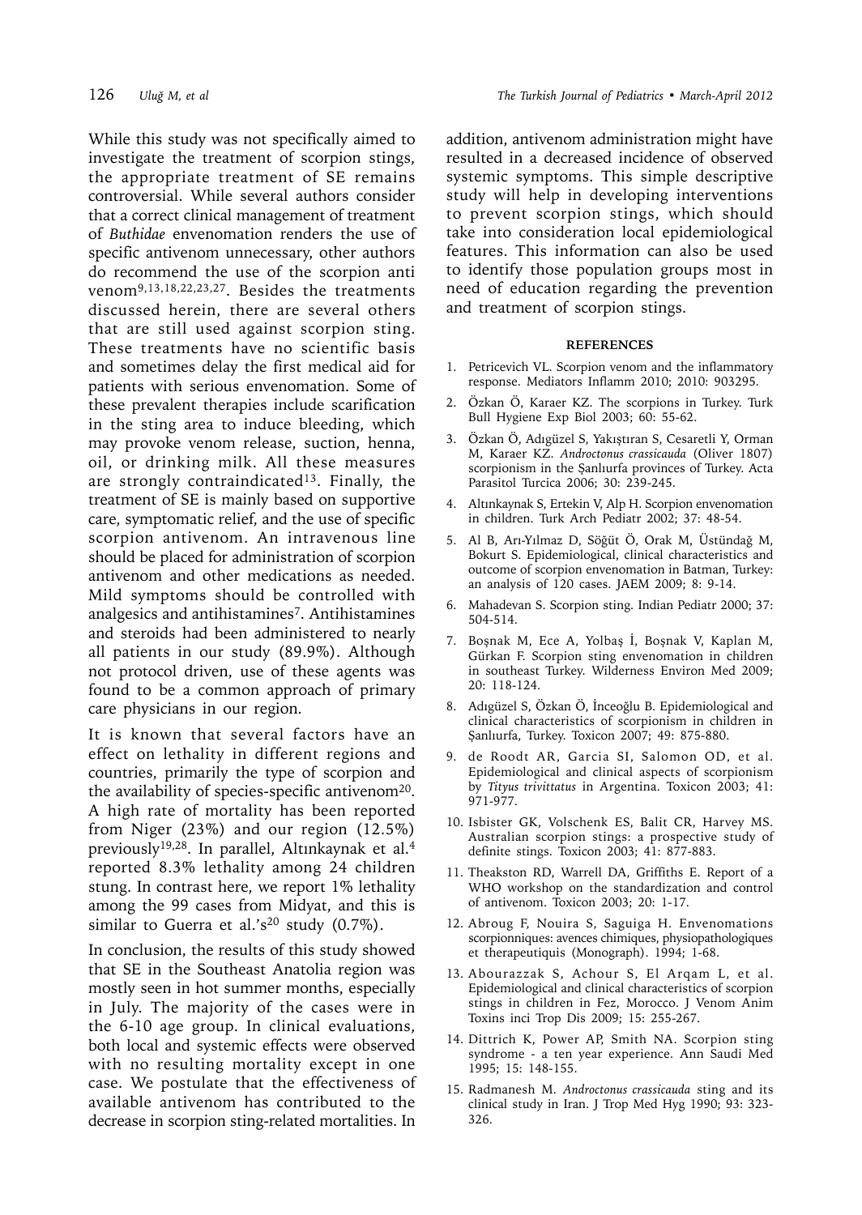While this study was not specifically aimed to investigate the treatment of scorpion stings, the appropriate treatment of SE remains controversial. While several authors consider that a correct clinical management of treatment of *Buthidae* envenomation renders the use of specific antivenom unnecessary, other authors do recommend the use of the scorpion anti venom[9,13,18,22,23,27]. Besides the treatments discussed herein, there are several others that are still used against scorpion sting. These treatments have no scientific basis and sometimes delay the first medical aid for patients with serious envenomation. Some of these prevalent therapies include scarification in the sting area to induce bleeding, which may provoke venom release, suction, henna, oil, or drinking milk. All these measures are strongly contraindicated[13]. Finally, the treatment of SE is mainly based on supportive care, symptomatic relief, and the use of specific scorpion antivenom. An intravenous line should be placed for administration of scorpion antivenom and other medications as needed. Mild symptoms should be controlled with analgesics and antihistamines[7]. Antihistamines and steroids had been administered to nearly all patients in our study (89.9%). Although not protocol driven, use of these agents was found to be a common approach of primary care physicians in our region.

It is known that several factors have an effect on lethality in different regions and countries, primarily the type of scorpion and the availability of species-specific antivenom[20]. A high rate of mortality has been reported from Niger (23%) and our region (12.5%) previously[19,28]. In parallel, Altınkaynak et al.[4] reported 8.3% lethality among 24 children stung. In contrast here, we report 1% lethality among the 99 cases from Midyat, and this is similar to Guerra et al.'s[20] study (0.7%).

In conclusion, the results of this study showed that SE in the Southeast Anatolia region was mostly seen in hot summer months, especially in July. The majority of the cases were in the 6-10 age group. In clinical evaluations, both local and systemic effects were observed with no resulting mortality except in one case. We postulate that the effectiveness of available antivenom has contributed to the decrease in scorpion sting-related mortalities. In addition, antivenom administration might have resulted in a decreased incidence of observed systemic symptoms. This simple descriptive study will help in developing interventions to prevent scorpion stings, which should take into consideration local epidemiological features. This information can also be used to identify those population groups most in need of education regarding the prevention and treatment of scorpion stings.

## REFERENCES

1. Petricevich VL. Scorpion venom and the inflammatory response. Mediators Inflamm 2010; 2010: 903295.
2. Özkan Ö, Karaer KZ. The scorpions in Turkey. Turk Bull Hygiene Exp Biol 2003; 60: 55-62.
3. Özkan Ö, Adıgüzel S, Yakıştıran S, Cesaretli Y, Orman M, Karaer KZ. *Androctonus crassicauda* (Oliver 1807) scorpionism in the Şanlıurfa provinces of Turkey. Acta Parasitol Turcica 2006; 30: 239-245.
4. Altınkaynak S, Ertekin V, Alp H. Scorpion envenomation in children. Turk Arch Pediatr 2002; 37: 48-54.
5. Al B, Arı-Yılmaz D, Söğüt Ö, Orak M, Üstündağ M, Bokurt S. Epidemiological, clinical characteristics and outcome of scorpion envenomation in Batman, Turkey: an analysis of 120 cases. JAEM 2009; 8: 9-14.
6. Mahadevan S. Scorpion sting. Indian Pediatr 2000; 37: 504-514.
7. Boşnak M, Ece A, Yolbaş İ, Boşnak V, Kaplan M, Gürkan F. Scorpion sting envenomation in children in southeast Turkey. Wilderness Environ Med 2009; 20: 118-124.
8. Adıgüzel S, Özkan Ö, İnceoğlu B. Epidemiological and clinical characteristics of scorpionism in children in Şanlıurfa, Turkey. Toxicon 2007; 49: 875-880.
9. de Roodt AR, Garcia SI, Salomon OD, et al. Epidemiological and clinical aspects of scorpionism by *Tityus trivittatus* in Argentina. Toxicon 2003; 41: 971-977.
10. Isbister GK, Volschenk ES, Balit CR, Harvey MS. Australian scorpion stings: a prospective study of definite stings. Toxicon 2003; 41: 877-883.
11. Theakston RD, Warrell DA, Griffiths E. Report of a WHO workshop on the standardization and control of antivenom. Toxicon 2003; 20: 1-17.
12. Abroug F, Nouira S, Saguiga H. Envenomations scorpionniques: avences chimiques, physiopathologiques et therapeutiquis (Monograph). 1994; 1-68.
13. Abourazzak S, Achour S, El Arqam L, et al. Epidemiological and clinical characteristics of scorpion stings in children in Fez, Morocco. J Venom Anim Toxins inci Trop Dis 2009; 15: 255-267.
14. Dittrich K, Power AP, Smith NA. Scorpion sting syndrome - a ten year experience. Ann Saudi Med 1995; 15: 148-155.
15. Radmanesh M. *Androctonus crassicauda* sting and its clinical study in Iran. J Trop Med Hyg 1990; 93: 323-326.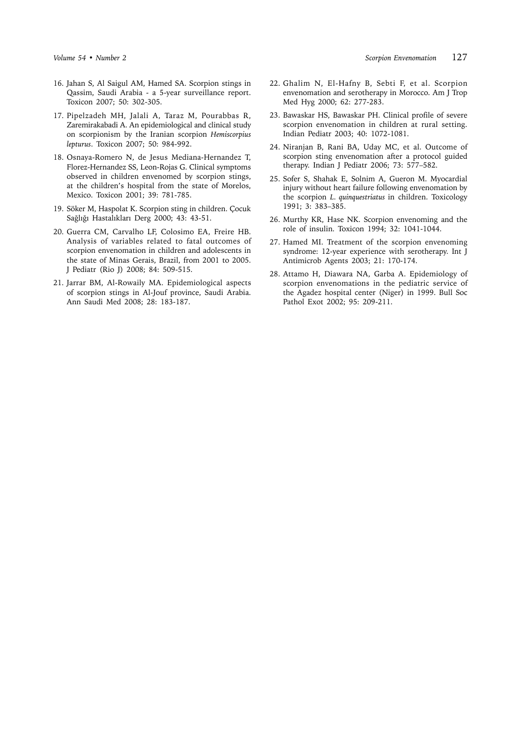16. Jahan S, Al Saigul AM, Hamed SA. Scorpion stings in Qassim, Saudi Arabia - a 5-year surveillance report. Toxicon 2007; 50: 302-305.

17. Pipelzadeh MH, Jalali A, Taraz M, Pourabbas R, Zaremirakabadi A. An epidemiological and clinical study on scorpionism by the Iranian scorpion *Hemiscorpius lepturus*. Toxicon 2007; 50: 984-992.

18. Osnaya-Romero N, de Jesus Mediana-Hernandez T, Florez-Hernandez SS, Leon-Rojas G. Clinical symptoms observed in children envenomed by scorpion stings, at the children's hospital from the state of Morelos, Mexico. Toxicon 2001; 39: 781-785.

19. Söker M, Haspolat K. Scorpion sting in children. Çocuk Sağlığı Hastalıkları Derg 2000; 43: 43-51.

20. Guerra CM, Carvalho LF, Colosimo EA, Freire HB. Analysis of variables related to fatal outcomes of scorpion envenomation in children and adolescents in the state of Minas Gerais, Brazil, from 2001 to 2005. J Pediatr (Rio J) 2008; 84: 509-515.

21. Jarrar BM, Al-Rowaily MA. Epidemiological aspects of scorpion stings in Al-Jouf province, Saudi Arabia. Ann Saudi Med 2008; 28: 183-187.

22. Ghalim N, El-Hafny B, Sebti F, et al. Scorpion envenomation and serotherapy in Morocco. Am J Trop Med Hyg 2000; 62: 277-283.

23. Bawaskar HS, Bawaskar PH. Clinical profile of severe scorpion envenomation in children at rural setting. Indian Pediatr 2003; 40: 1072-1081.

24. Niranjan B, Rani BA, Uday MC, et al. Outcome of scorpion sting envenomation after a protocol guided therapy. Indian J Pediatr 2006; 73: 577–582.

25. Sofer S, Shahak E, Solnim A, Gueron M. Myocardial injury without heart failure following envenomation by the scorpion *L. quinquestriatus* in children. Toxicology 1991; 3: 383–385.

26. Murthy KR, Hase NK. Scorpion envenoming and the role of insulin. Toxicon 1994; 32: 1041-1044.

27. Hamed MI. Treatment of the scorpion envenoming syndrome: 12-year experience with serotherapy. Int J Antimicrob Agents 2003; 21: 170-174.

28. Attamo H, Diawara NA, Garba A. Epidemiology of scorpion envenomations in the pediatric service of the Agadez hospital center (Niger) in 1999. Bull Soc Pathol Exot 2002; 95: 209-211.